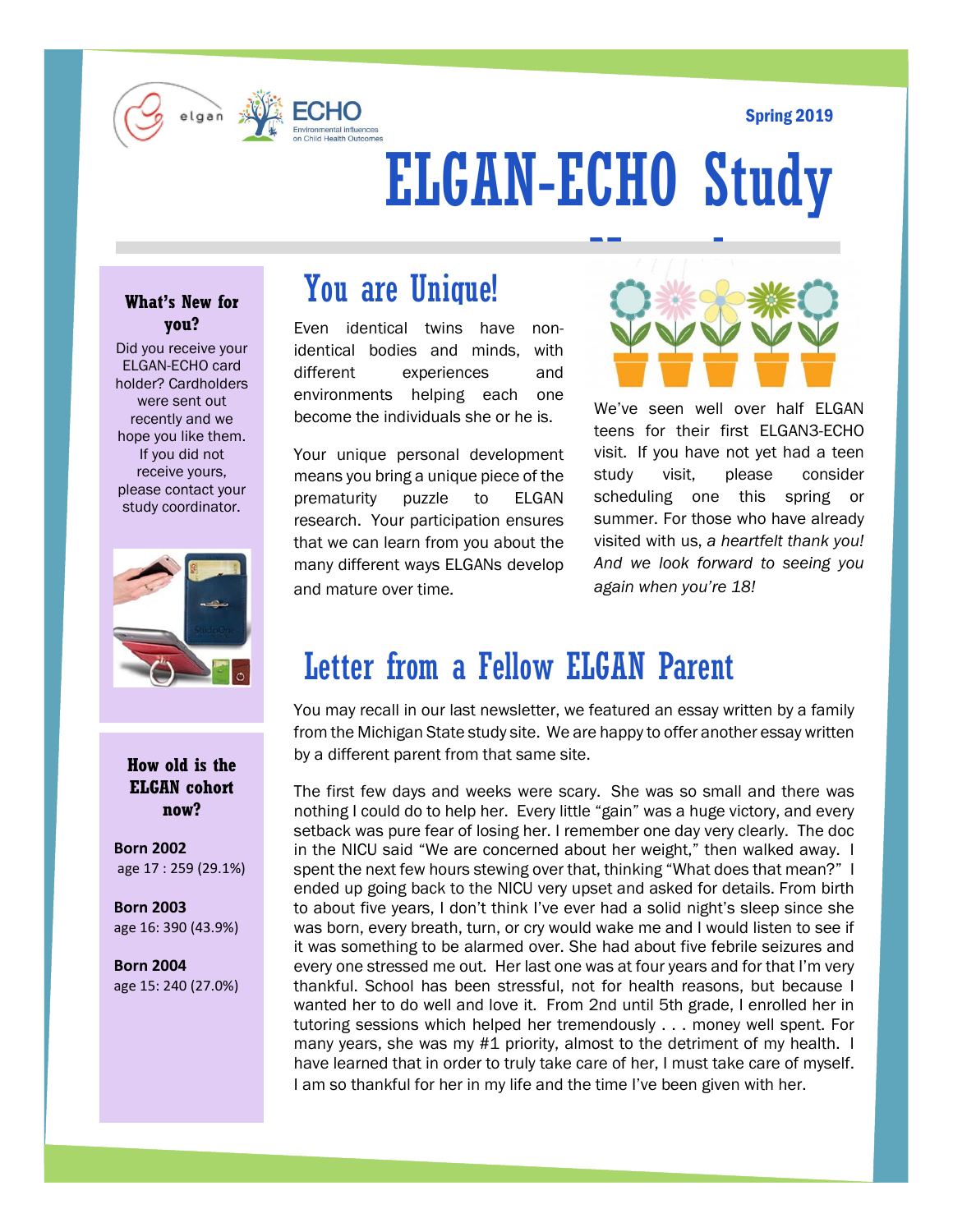Spring 2019

# ELGAN-ECHO Study

### What's New for you?

Did you receive your ELGAN-ECHO card holder? Cardholders were sent out recently and we hope you like them. If you did not receive yours, please contact your study coordinator.

### How old is the ELGAN cohort now?

**Born 2002**
age 17 : 259 (29.1%)

**Born 2003**
age 16: 390 (43.9%)

**Born 2004**
age 15: 240 (27.0%)

## You are Unique!

Even identical twins have non-identical bodies and minds, with different experiences and environments helping each one become the individuals she or he is.

Your unique personal development means you bring a unique piece of the prematurity puzzle to ELGAN research. Your participation ensures that we can learn from you about the many different ways ELGANs develop and mature over time.

We've seen well over half ELGAN teens for their first ELGAN3-ECHO visit. If you have not yet had a teen study visit, please consider scheduling one this spring or summer. For those who have already visited with us, *a heartfelt thank you! And we look forward to seeing you again when you're 18!*

## Letter from a Fellow ELGAN Parent

You may recall in our last newsletter, we featured an essay written by a family from the Michigan State study site. We are happy to offer another essay written by a different parent from that same site.

The first few days and weeks were scary. She was so small and there was nothing I could do to help her. Every little "gain" was a huge victory, and every setback was pure fear of losing her. I remember one day very clearly. The doc in the NICU said "We are concerned about her weight," then walked away. I spent the next few hours stewing over that, thinking "What does that mean?" I ended up going back to the NICU very upset and asked for details. From birth to about five years, I don't think I've ever had a solid night's sleep since she was born, every breath, turn, or cry would wake me and I would listen to see if it was something to be alarmed over. She had about five febrile seizures and every one stressed me out. Her last one was at four years and for that I'm very thankful. School has been stressful, not for health reasons, but because I wanted her to do well and love it. From 2nd until 5th grade, I enrolled her in tutoring sessions which helped her tremendously . . . money well spent. For many years, she was my #1 priority, almost to the detriment of my health. I have learned that in order to truly take care of her, I must take care of myself. I am so thankful for her in my life and the time I've been given with her.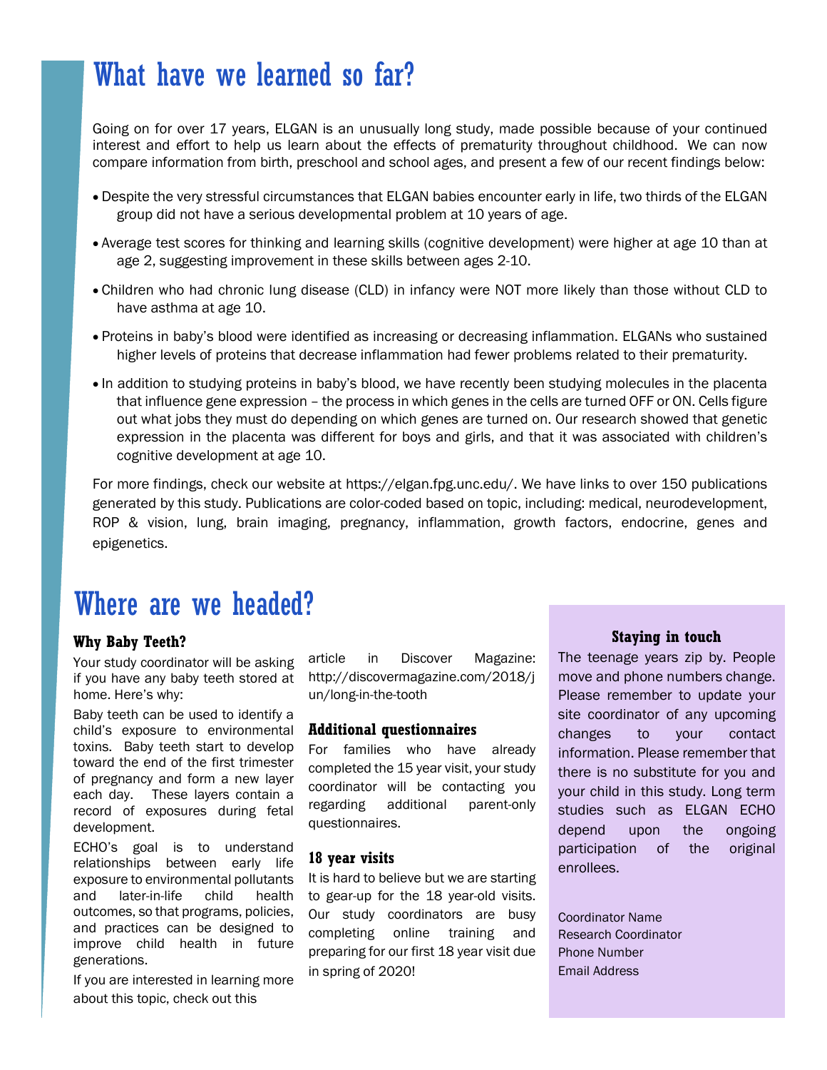# What have we learned so far?

Going on for over 17 years, ELGAN is an unusually long study, made possible because of your continued interest and effort to help us learn about the effects of prematurity throughout childhood. We can now compare information from birth, preschool and school ages, and present a few of our recent findings below:

- Despite the very stressful circumstances that ELGAN babies encounter early in life, two thirds of the ELGAN group did not have a serious developmental problem at 10 years of age.
- Average test scores for thinking and learning skills (cognitive development) were higher at age 10 than at age 2, suggesting improvement in these skills between ages 2-10.
- Children who had chronic lung disease (CLD) in infancy were NOT more likely than those without CLD to have asthma at age 10.
- Proteins in baby's blood were identified as increasing or decreasing inflammation. ELGANs who sustained higher levels of proteins that decrease inflammation had fewer problems related to their prematurity.
- In addition to studying proteins in baby's blood, we have recently been studying molecules in the placenta that influence gene expression – the process in which genes in the cells are turned OFF or ON. Cells figure out what jobs they must do depending on which genes are turned on. Our research showed that genetic expression in the placenta was different for boys and girls, and that it was associated with children's cognitive development at age 10.

For more findings, check our website at https://elgan.fpg.unc.edu/. We have links to over 150 publications generated by this study. Publications are color-coded based on topic, including: medical, neurodevelopment, ROP & vision, lung, brain imaging, pregnancy, inflammation, growth factors, endocrine, genes and epigenetics.

# Where are we headed?

### Why Baby Teeth?

Your study coordinator will be asking if you have any baby teeth stored at home. Here's why:

Baby teeth can be used to identify a child's exposure to environmental toxins. Baby teeth start to develop toward the end of the first trimester of pregnancy and form a new layer each day. These layers contain a record of exposures during fetal development.

ECHO's goal is to understand relationships between early life exposure to environmental pollutants and later-in-life child health outcomes, so that programs, policies, and practices can be designed to improve child health in future generations.

If you are interested in learning more about this topic, check out this article in Discover Magazine: http://discovermagazine.com/2018/jun/long-in-the-tooth

### Additional questionnaires

For families who have already completed the 15 year visit, your study coordinator will be contacting you regarding additional parent-only questionnaires.

### 18 year visits

It is hard to believe but we are starting to gear-up for the 18 year-old visits. Our study coordinators are busy completing online training and preparing for our first 18 year visit due in spring of 2020!

### Staying in touch

The teenage years zip by. People move and phone numbers change. Please remember to update your site coordinator of any upcoming changes to your contact information. Please remember that there is no substitute for you and your child in this study. Long term studies such as ELGAN ECHO depend upon the ongoing participation of the original enrollees.

Coordinator Name
Research Coordinator
Phone Number
Email Address